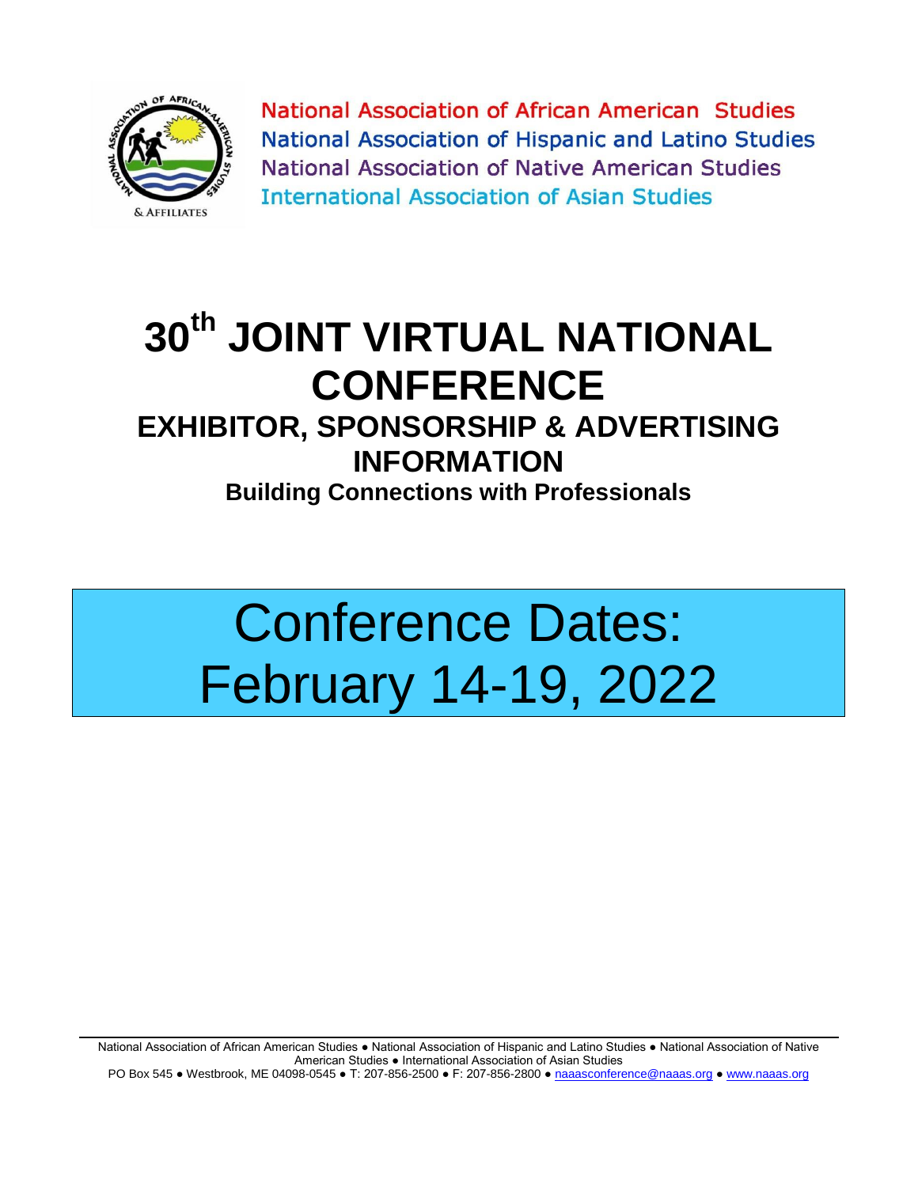National Association of African American Studies
National Association of Hispanic and Latino Studies
National Association of Native American Studies
International Association of Asian Studies

# 30th JOINT VIRTUAL NATIONAL CONFERENCE

## EXHIBITOR, SPONSORSHIP & ADVERTISING INFORMATION

### Building Connections with Professionals

**Conference Dates: February 14-19, 2022**

National Association of African American Studies ● National Association of Hispanic and Latino Studies ● National Association of Native American Studies ● International Association of Asian Studies
PO Box 545 ● Westbrook, ME 04098-0545 ● T: 207-856-2500 ● F: 207-856-2800 ● naaasconference@naaas.org ● www.naaas.org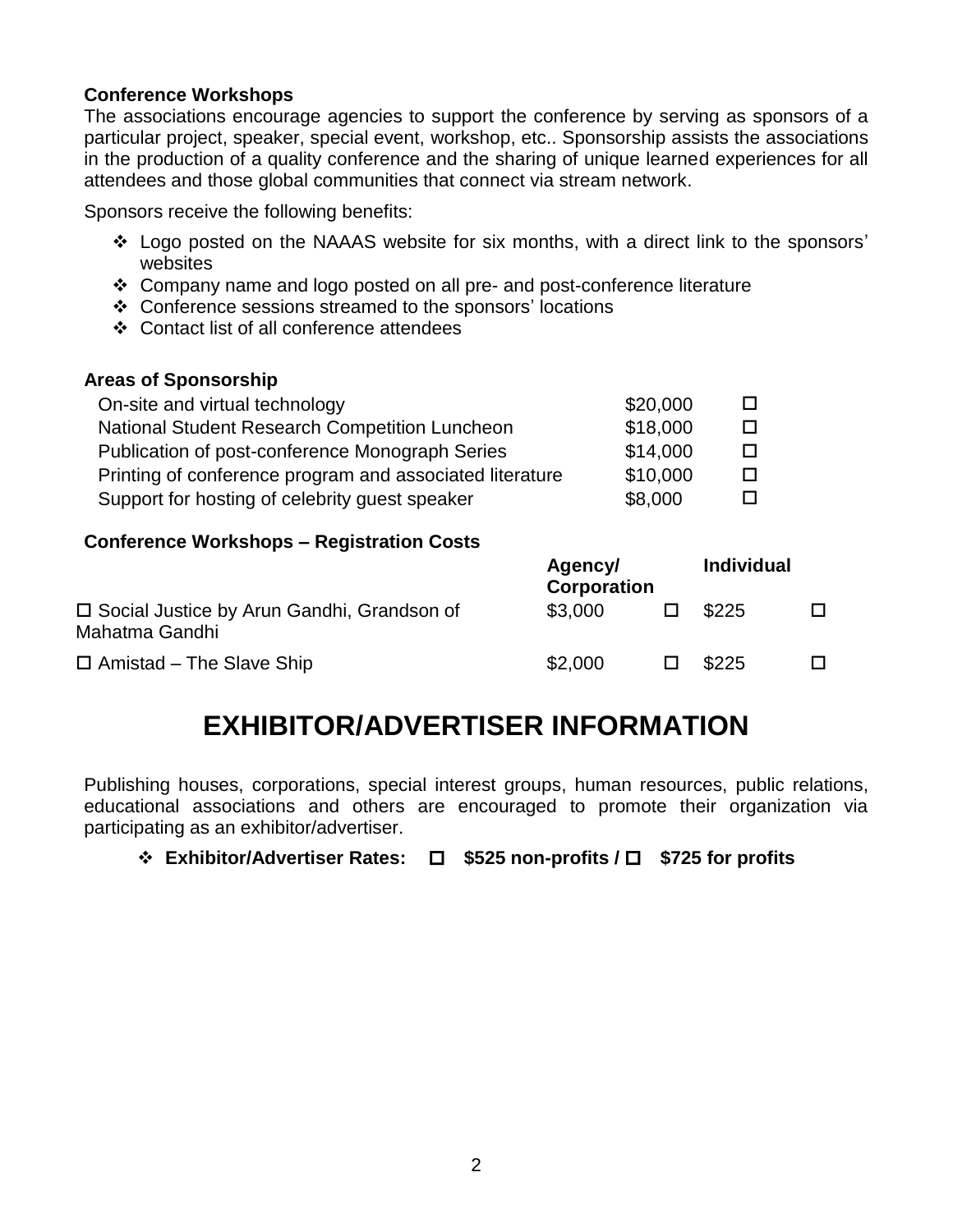**Conference Workshops**

The associations encourage agencies to support the conference by serving as sponsors of a particular project, speaker, special event, workshop, etc.. Sponsorship assists the associations in the production of a quality conference and the sharing of unique learned experiences for all attendees and those global communities that connect via stream network.

Sponsors receive the following benefits:

- ❖ Logo posted on the NAAAS website for six months, with a direct link to the sponsors' websites
- ❖ Company name and logo posted on all pre- and post-conference literature
- ❖ Conference sessions streamed to the sponsors' locations
- ❖ Contact list of all conference attendees

**Areas of Sponsorship**

| | | |
|---|---|---|
| On-site and virtual technology | $20,000 | ☐ |
| National Student Research Competition Luncheon | $18,000 | ☐ |
| Publication of post-conference Monograph Series | $14,000 | ☐ |
| Printing of conference program and associated literature | $10,000 | ☐ |
| Support for hosting of celebrity guest speaker | $8,000 | ☐ |

**Conference Workshops – Registration Costs**

| | **Agency/ Corporation** | | **Individual** | |
|---|---|---|---|---|
| ☐ Social Justice by Arun Gandhi, Grandson of Mahatma Gandhi | $3,000 | ☐ | $225 | ☐ |
| ☐ Amistad – The Slave Ship | $2,000 | ☐ | $225 | ☐ |

# EXHIBITOR/ADVERTISER INFORMATION

Publishing houses, corporations, special interest groups, human resources, public relations, educational associations and others are encouraged to promote their organization via participating as an exhibitor/advertiser.

- ❖ **Exhibitor/Advertiser Rates: ☐ $525 non-profits / ☐ $725 for profits**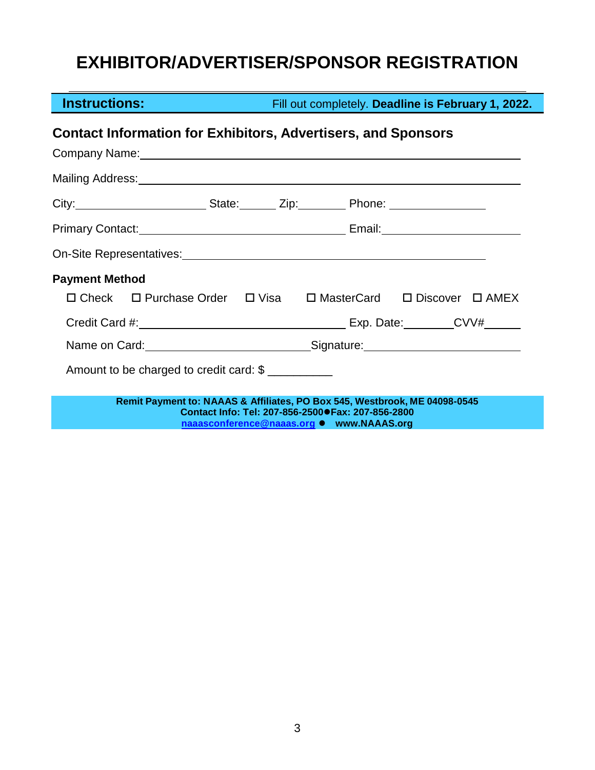# EXHIBITOR/ADVERTISER/SPONSOR REGISTRATION

**Instructions:** Fill out completely. **Deadline is February 1, 2022.**

## Contact Information for Exhibitors, Advertisers, and Sponsors

Company Name: ____________________________________________

Mailing Address: ____________________________________________

City: ____________________ State: ______ Zip: ________ Phone: _______________

Primary Contact: ______________________________ Email: ____________________

On-Site Representatives: ____________________________________________

**Payment Method**

☐ Check ☐ Purchase Order ☐ Visa ☐ MasterCard ☐ Discover ☐ AMEX

Credit Card #: ______________________________ Exp. Date: ________ CVV# ______

Name on Card: ________________________ Signature: ________________________

Amount to be charged to credit card: $ __________

**Remit Payment to: NAAAS & Affiliates, PO Box 545, Westbrook, ME 04098-0545**
**Contact Info: Tel: 207-856-2500 ● Fax: 207-856-2800**
**naaasconference@naaas.org ● www.NAAAS.org**